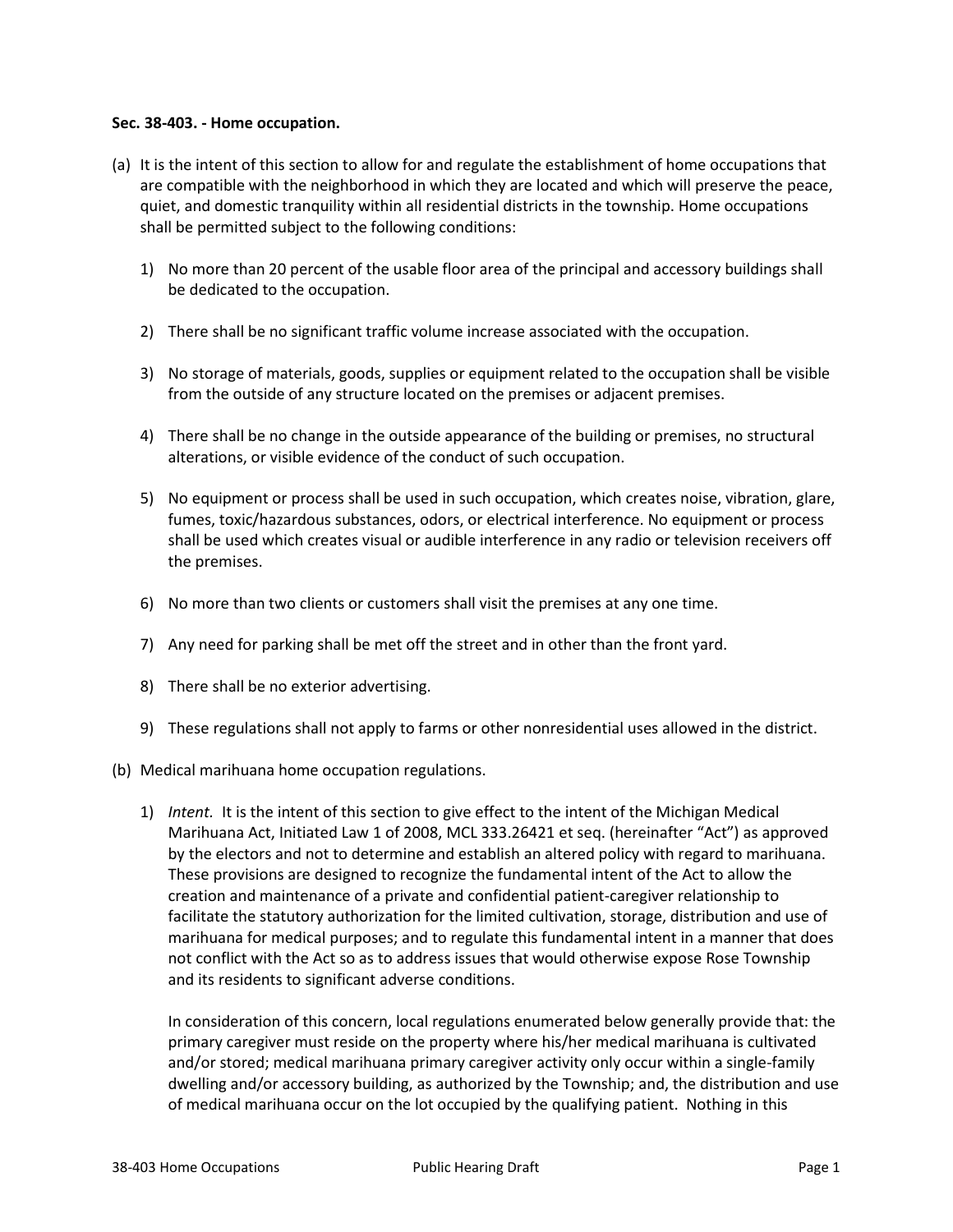**Sec. 38-403. - Home occupation.**

(a) It is the intent of this section to allow for and regulate the establishment of home occupations that are compatible with the neighborhood in which they are located and which will preserve the peace, quiet, and domestic tranquility within all residential districts in the township. Home occupations shall be permitted subject to the following conditions:

1) No more than 20 percent of the usable floor area of the principal and accessory buildings shall be dedicated to the occupation.

2) There shall be no significant traffic volume increase associated with the occupation.

3) No storage of materials, goods, supplies or equipment related to the occupation shall be visible from the outside of any structure located on the premises or adjacent premises.

4) There shall be no change in the outside appearance of the building or premises, no structural alterations, or visible evidence of the conduct of such occupation.

5) No equipment or process shall be used in such occupation, which creates noise, vibration, glare, fumes, toxic/hazardous substances, odors, or electrical interference. No equipment or process shall be used which creates visual or audible interference in any radio or television receivers off the premises.

6) No more than two clients or customers shall visit the premises at any one time.

7) Any need for parking shall be met off the street and in other than the front yard.

8) There shall be no exterior advertising.

9) These regulations shall not apply to farms or other nonresidential uses allowed in the district.

(b) Medical marihuana home occupation regulations.

1) *Intent.* It is the intent of this section to give effect to the intent of the Michigan Medical Marihuana Act, Initiated Law 1 of 2008, MCL 333.26421 et seq. (hereinafter "Act") as approved by the electors and not to determine and establish an altered policy with regard to marihuana. These provisions are designed to recognize the fundamental intent of the Act to allow the creation and maintenance of a private and confidential patient-caregiver relationship to facilitate the statutory authorization for the limited cultivation, storage, distribution and use of marihuana for medical purposes; and to regulate this fundamental intent in a manner that does not conflict with the Act so as to address issues that would otherwise expose Rose Township and its residents to significant adverse conditions.

   In consideration of this concern, local regulations enumerated below generally provide that: the primary caregiver must reside on the property where his/her medical marihuana is cultivated and/or stored; medical marihuana primary caregiver activity only occur within a single-family dwelling and/or accessory building, as authorized by the Township; and, the distribution and use of medical marihuana occur on the lot occupied by the qualifying patient. Nothing in this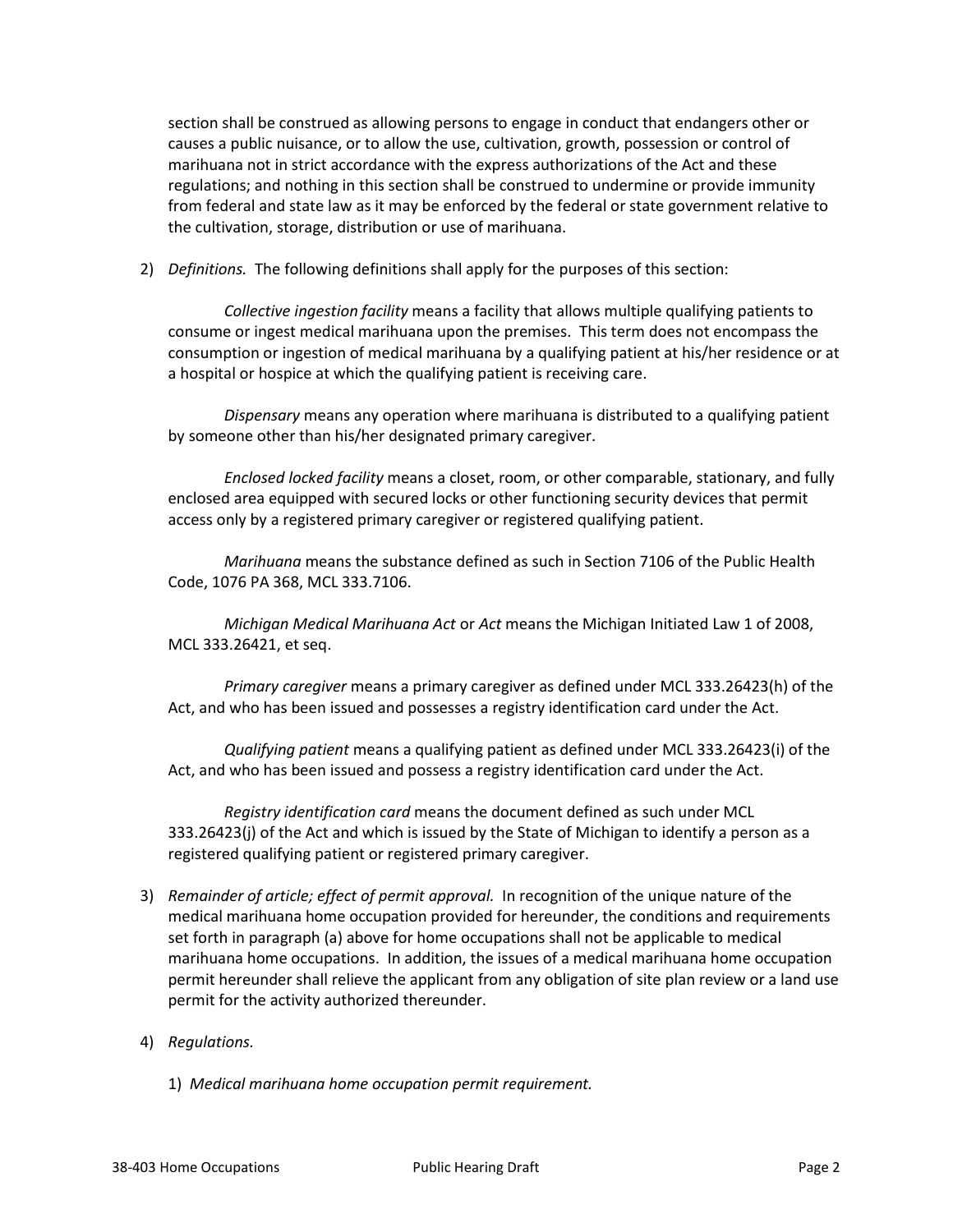section shall be construed as allowing persons to engage in conduct that endangers other or causes a public nuisance, or to allow the use, cultivation, growth, possession or control of marihuana not in strict accordance with the express authorizations of the Act and these regulations; and nothing in this section shall be construed to undermine or provide immunity from federal and state law as it may be enforced by the federal or state government relative to the cultivation, storage, distribution or use of marihuana.

2) *Definitions.* The following definitions shall apply for the purposes of this section:

*Collective ingestion facility* means a facility that allows multiple qualifying patients to consume or ingest medical marihuana upon the premises. This term does not encompass the consumption or ingestion of medical marihuana by a qualifying patient at his/her residence or at a hospital or hospice at which the qualifying patient is receiving care.

*Dispensary* means any operation where marihuana is distributed to a qualifying patient by someone other than his/her designated primary caregiver.

*Enclosed locked facility* means a closet, room, or other comparable, stationary, and fully enclosed area equipped with secured locks or other functioning security devices that permit access only by a registered primary caregiver or registered qualifying patient.

*Marihuana* means the substance defined as such in Section 7106 of the Public Health Code, 1076 PA 368, MCL 333.7106.

*Michigan Medical Marihuana Act* or *Act* means the Michigan Initiated Law 1 of 2008, MCL 333.26421, et seq.

*Primary caregiver* means a primary caregiver as defined under MCL 333.26423(h) of the Act, and who has been issued and possesses a registry identification card under the Act.

*Qualifying patient* means a qualifying patient as defined under MCL 333.26423(i) of the Act, and who has been issued and possess a registry identification card under the Act.

*Registry identification card* means the document defined as such under MCL 333.26423(j) of the Act and which is issued by the State of Michigan to identify a person as a registered qualifying patient or registered primary caregiver.

3) *Remainder of article; effect of permit approval.* In recognition of the unique nature of the medical marihuana home occupation provided for hereunder, the conditions and requirements set forth in paragraph (a) above for home occupations shall not be applicable to medical marihuana home occupations. In addition, the issues of a medical marihuana home occupation permit hereunder shall relieve the applicant from any obligation of site plan review or a land use permit for the activity authorized thereunder.

4) *Regulations.*

   1) *Medical marihuana home occupation permit requirement.*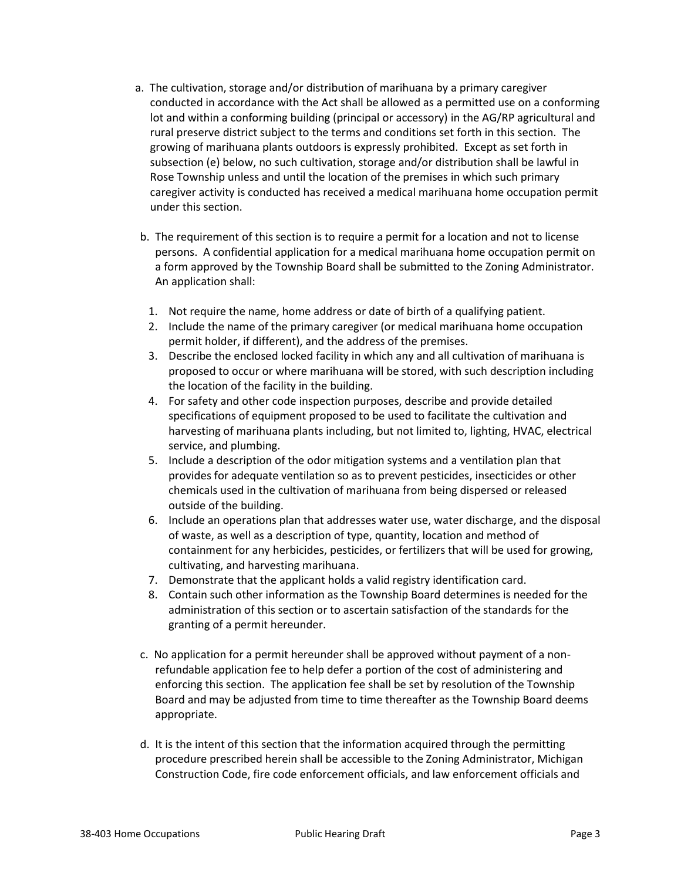a. The cultivation, storage and/or distribution of marihuana by a primary caregiver conducted in accordance with the Act shall be allowed as a permitted use on a conforming lot and within a conforming building (principal or accessory) in the AG/RP agricultural and rural preserve district subject to the terms and conditions set forth in this section. The growing of marihuana plants outdoors is expressly prohibited. Except as set forth in subsection (e) below, no such cultivation, storage and/or distribution shall be lawful in Rose Township unless and until the location of the premises in which such primary caregiver activity is conducted has received a medical marihuana home occupation permit under this section.

b. The requirement of this section is to require a permit for a location and not to license persons. A confidential application for a medical marihuana home occupation permit on a form approved by the Township Board shall be submitted to the Zoning Administrator. An application shall:

   1. Not require the name, home address or date of birth of a qualifying patient.
   2. Include the name of the primary caregiver (or medical marihuana home occupation permit holder, if different), and the address of the premises.
   3. Describe the enclosed locked facility in which any and all cultivation of marihuana is proposed to occur or where marihuana will be stored, with such description including the location of the facility in the building.
   4. For safety and other code inspection purposes, describe and provide detailed specifications of equipment proposed to be used to facilitate the cultivation and harvesting of marihuana plants including, but not limited to, lighting, HVAC, electrical service, and plumbing.
   5. Include a description of the odor mitigation systems and a ventilation plan that provides for adequate ventilation so as to prevent pesticides, insecticides or other chemicals used in the cultivation of marihuana from being dispersed or released outside of the building.
   6. Include an operations plan that addresses water use, water discharge, and the disposal of waste, as well as a description of type, quantity, location and method of containment for any herbicides, pesticides, or fertilizers that will be used for growing, cultivating, and harvesting marihuana.
   7. Demonstrate that the applicant holds a valid registry identification card.
   8. Contain such other information as the Township Board determines is needed for the administration of this section or to ascertain satisfaction of the standards for the granting of a permit hereunder.

c. No application for a permit hereunder shall be approved without payment of a non-refundable application fee to help defer a portion of the cost of administering and enforcing this section. The application fee shall be set by resolution of the Township Board and may be adjusted from time to time thereafter as the Township Board deems appropriate.

d. It is the intent of this section that the information acquired through the permitting procedure prescribed herein shall be accessible to the Zoning Administrator, Michigan Construction Code, fire code enforcement officials, and law enforcement officials and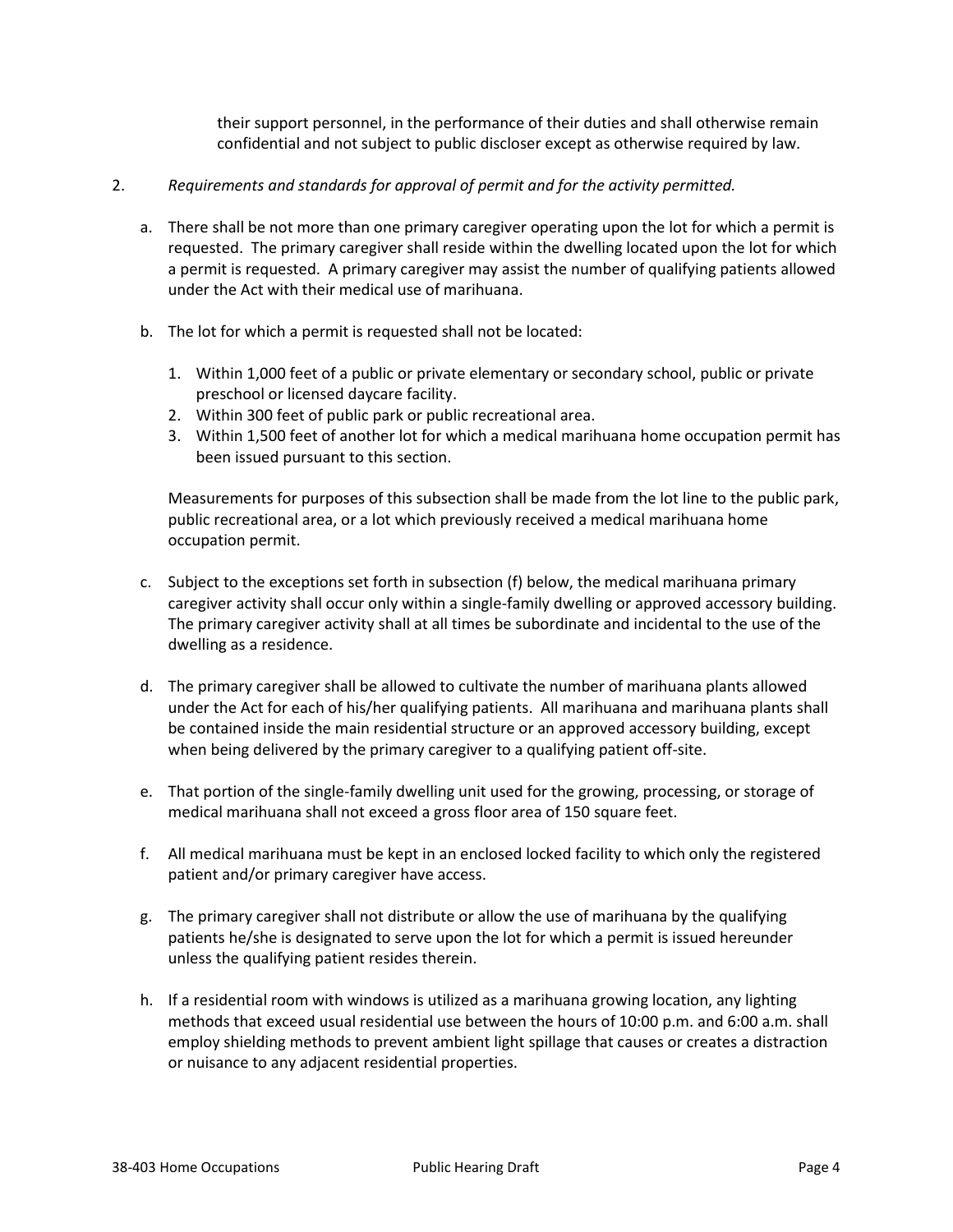their support personnel, in the performance of their duties and shall otherwise remain confidential and not subject to public discloser except as otherwise required by law.

2. *Requirements and standards for approval of permit and for the activity permitted.*

   a. There shall be not more than one primary caregiver operating upon the lot for which a permit is requested. The primary caregiver shall reside within the dwelling located upon the lot for which a permit is requested. A primary caregiver may assist the number of qualifying patients allowed under the Act with their medical use of marihuana.

   b. The lot for which a permit is requested shall not be located:

      1. Within 1,000 feet of a public or private elementary or secondary school, public or private preschool or licensed daycare facility.
      2. Within 300 feet of public park or public recreational area.
      3. Within 1,500 feet of another lot for which a medical marihuana home occupation permit has been issued pursuant to this section.

      Measurements for purposes of this subsection shall be made from the lot line to the public park, public recreational area, or a lot which previously received a medical marihuana home occupation permit.

   c. Subject to the exceptions set forth in subsection (f) below, the medical marihuana primary caregiver activity shall occur only within a single-family dwelling or approved accessory building. The primary caregiver activity shall at all times be subordinate and incidental to the use of the dwelling as a residence.

   d. The primary caregiver shall be allowed to cultivate the number of marihuana plants allowed under the Act for each of his/her qualifying patients. All marihuana and marihuana plants shall be contained inside the main residential structure or an approved accessory building, except when being delivered by the primary caregiver to a qualifying patient off-site.

   e. That portion of the single-family dwelling unit used for the growing, processing, or storage of medical marihuana shall not exceed a gross floor area of 150 square feet.

   f. All medical marihuana must be kept in an enclosed locked facility to which only the registered patient and/or primary caregiver have access.

   g. The primary caregiver shall not distribute or allow the use of marihuana by the qualifying patients he/she is designated to serve upon the lot for which a permit is issued hereunder unless the qualifying patient resides therein.

   h. If a residential room with windows is utilized as a marihuana growing location, any lighting methods that exceed usual residential use between the hours of 10:00 p.m. and 6:00 a.m. shall employ shielding methods to prevent ambient light spillage that causes or creates a distraction or nuisance to any adjacent residential properties.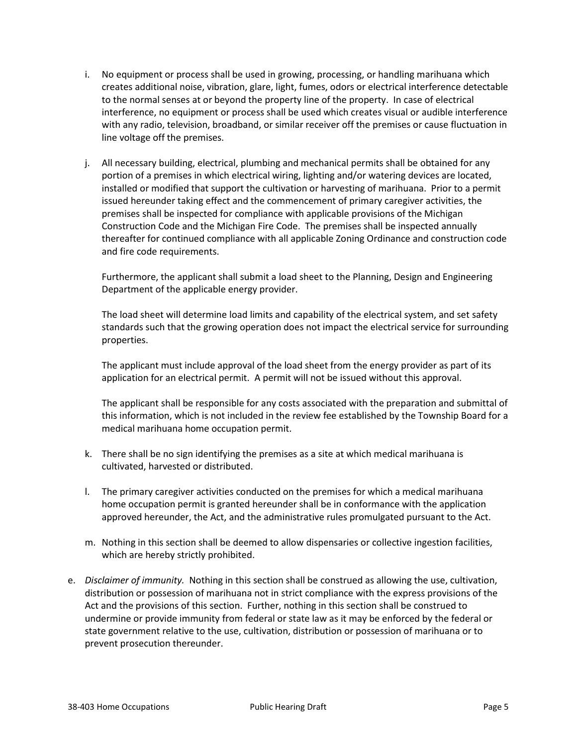i. No equipment or process shall be used in growing, processing, or handling marihuana which creates additional noise, vibration, glare, light, fumes, odors or electrical interference detectable to the normal senses at or beyond the property line of the property. In case of electrical interference, no equipment or process shall be used which creates visual or audible interference with any radio, television, broadband, or similar receiver off the premises or cause fluctuation in line voltage off the premises.

j. All necessary building, electrical, plumbing and mechanical permits shall be obtained for any portion of a premises in which electrical wiring, lighting and/or watering devices are located, installed or modified that support the cultivation or harvesting of marihuana. Prior to a permit issued hereunder taking effect and the commencement of primary caregiver activities, the premises shall be inspected for compliance with applicable provisions of the Michigan Construction Code and the Michigan Fire Code. The premises shall be inspected annually thereafter for continued compliance with all applicable Zoning Ordinance and construction code and fire code requirements.

   Furthermore, the applicant shall submit a load sheet to the Planning, Design and Engineering Department of the applicable energy provider.

   The load sheet will determine load limits and capability of the electrical system, and set safety standards such that the growing operation does not impact the electrical service for surrounding properties.

   The applicant must include approval of the load sheet from the energy provider as part of its application for an electrical permit. A permit will not be issued without this approval.

   The applicant shall be responsible for any costs associated with the preparation and submittal of this information, which is not included in the review fee established by the Township Board for a medical marihuana home occupation permit.

k. There shall be no sign identifying the premises as a site at which medical marihuana is cultivated, harvested or distributed.

l. The primary caregiver activities conducted on the premises for which a medical marihuana home occupation permit is granted hereunder shall be in conformance with the application approved hereunder, the Act, and the administrative rules promulgated pursuant to the Act.

m. Nothing in this section shall be deemed to allow dispensaries or collective ingestion facilities, which are hereby strictly prohibited.

e. *Disclaimer of immunity.* Nothing in this section shall be construed as allowing the use, cultivation, distribution or possession of marihuana not in strict compliance with the express provisions of the Act and the provisions of this section. Further, nothing in this section shall be construed to undermine or provide immunity from federal or state law as it may be enforced by the federal or state government relative to the use, cultivation, distribution or possession of marihuana or to prevent prosecution thereunder.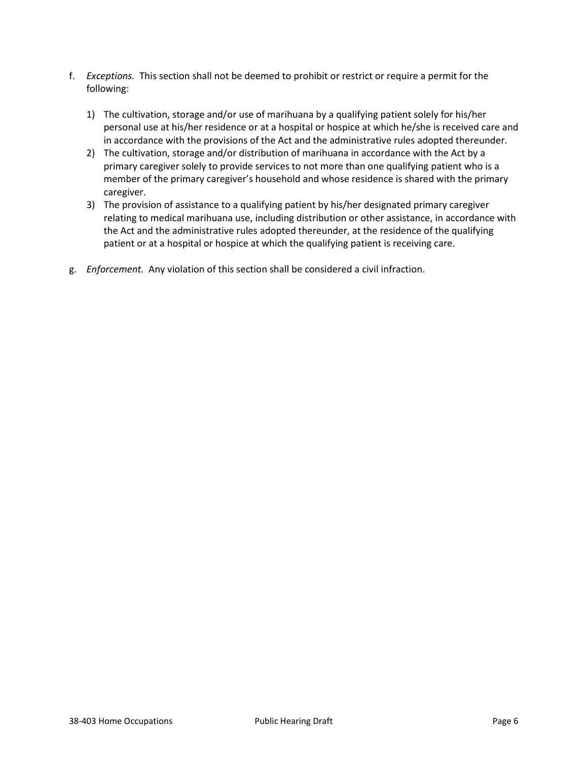f. *Exceptions.* This section shall not be deemed to prohibit or restrict or require a permit for the following:

    1) The cultivation, storage and/or use of marihuana by a qualifying patient solely for his/her personal use at his/her residence or at a hospital or hospice at which he/she is received care and in accordance with the provisions of the Act and the administrative rules adopted thereunder.
    2) The cultivation, storage and/or distribution of marihuana in accordance with the Act by a primary caregiver solely to provide services to not more than one qualifying patient who is a member of the primary caregiver's household and whose residence is shared with the primary caregiver.
    3) The provision of assistance to a qualifying patient by his/her designated primary caregiver relating to medical marihuana use, including distribution or other assistance, in accordance with the Act and the administrative rules adopted thereunder, at the residence of the qualifying patient or at a hospital or hospice at which the qualifying patient is receiving care.

g. *Enforcement.* Any violation of this section shall be considered a civil infraction.